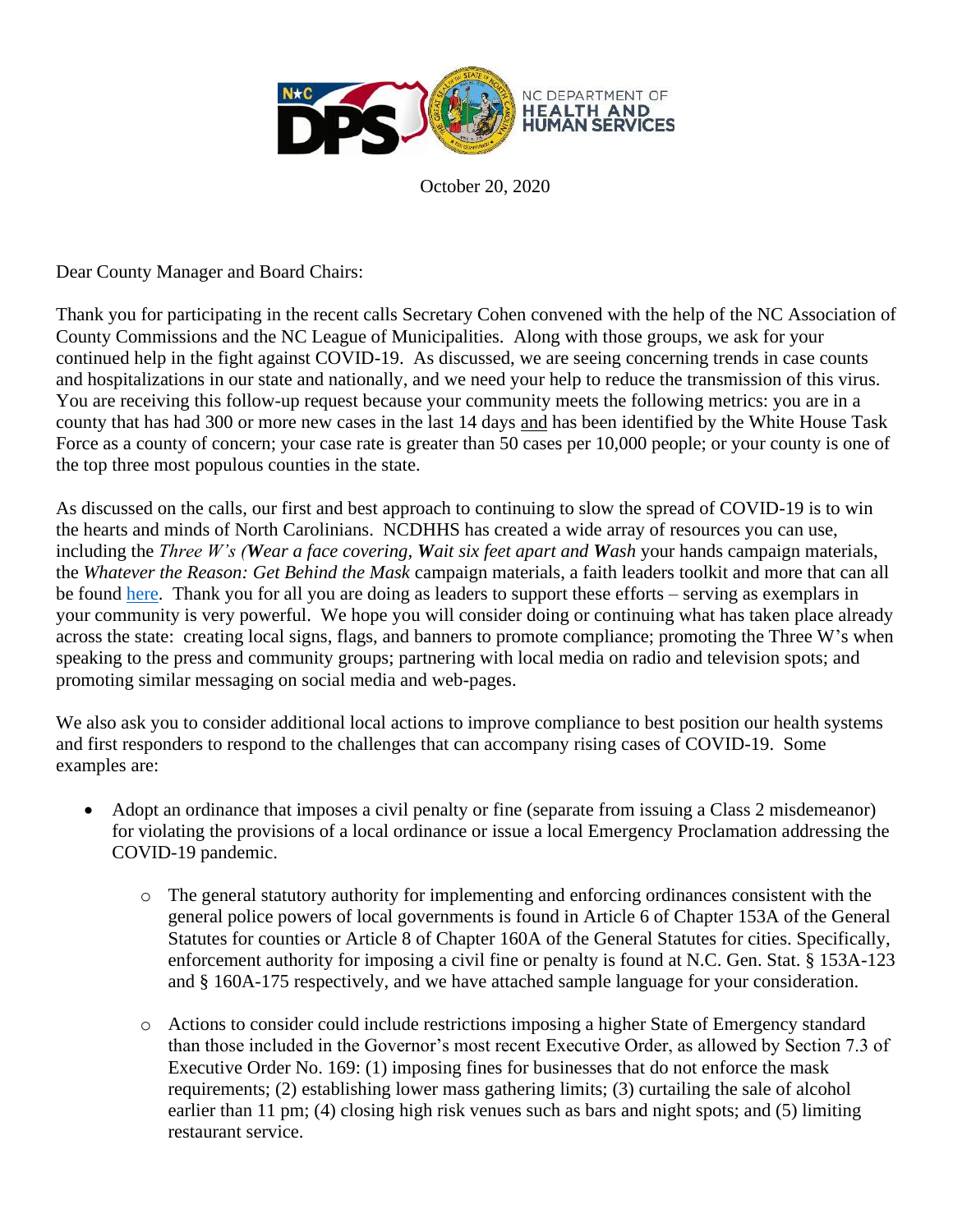NC DEPARTMENT OF HEALTH AND HUMAN SERVICES

October 20, 2020

Dear County Manager and Board Chairs:

Thank you for participating in the recent calls Secretary Cohen convened with the help of the NC Association of County Commissions and the NC League of Municipalities. Along with those groups, we ask for your continued help in the fight against COVID-19. As discussed, we are seeing concerning trends in case counts and hospitalizations in our state and nationally, and we need your help to reduce the transmission of this virus. You are receiving this follow-up request because your community meets the following metrics: you are in a county that has had 300 or more new cases in the last 14 days and has been identified by the White House Task Force as a county of concern; your case rate is greater than 50 cases per 10,000 people; or your county is one of the top three most populous counties in the state.

As discussed on the calls, our first and best approach to continuing to slow the spread of COVID-19 is to win the hearts and minds of North Carolinians. NCDHHS has created a wide array of resources you can use, including the *Three W's (**W**ear a face covering, **W**ait six feet apart and **W**ash* your hands campaign materials, the *Whatever the Reason: Get Behind the Mask* campaign materials, a faith leaders toolkit and more that can all be found here. Thank you for all you are doing as leaders to support these efforts – serving as exemplars in your community is very powerful. We hope you will consider doing or continuing what has taken place already across the state: creating local signs, flags, and banners to promote compliance; promoting the Three W's when speaking to the press and community groups; partnering with local media on radio and television spots; and promoting similar messaging on social media and web-pages.

We also ask you to consider additional local actions to improve compliance to best position our health systems and first responders to respond to the challenges that can accompany rising cases of COVID-19. Some examples are:

- Adopt an ordinance that imposes a civil penalty or fine (separate from issuing a Class 2 misdemeanor) for violating the provisions of a local ordinance or issue a local Emergency Proclamation addressing the COVID-19 pandemic.
  - The general statutory authority for implementing and enforcing ordinances consistent with the general police powers of local governments is found in Article 6 of Chapter 153A of the General Statutes for counties or Article 8 of Chapter 160A of the General Statutes for cities. Specifically, enforcement authority for imposing a civil fine or penalty is found at N.C. Gen. Stat. § 153A-123 and § 160A-175 respectively, and we have attached sample language for your consideration.
  - Actions to consider could include restrictions imposing a higher State of Emergency standard than those included in the Governor's most recent Executive Order, as allowed by Section 7.3 of Executive Order No. 169: (1) imposing fines for businesses that do not enforce the mask requirements; (2) establishing lower mass gathering limits; (3) curtailing the sale of alcohol earlier than 11 pm; (4) closing high risk venues such as bars and night spots; and (5) limiting restaurant service.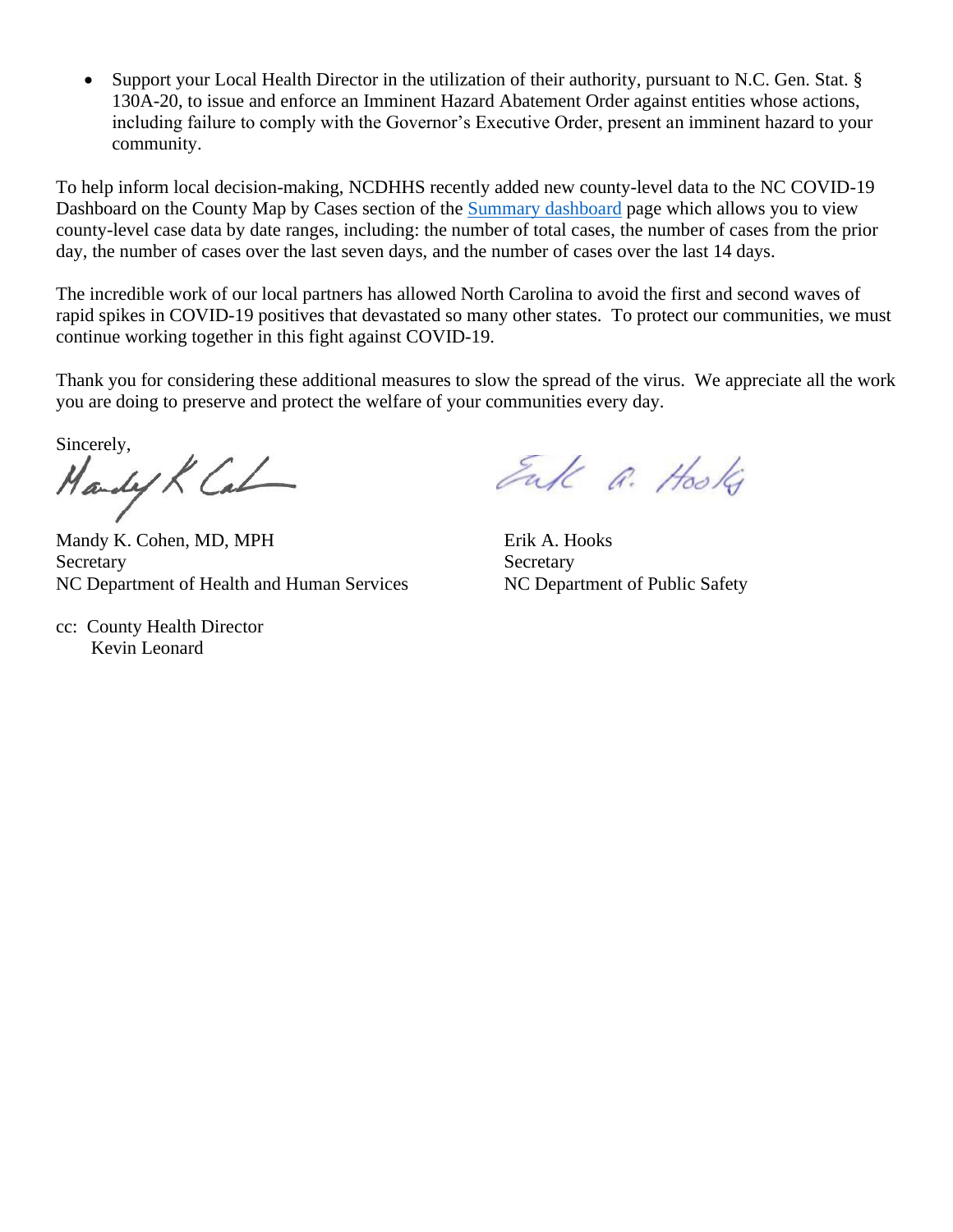- Support your Local Health Director in the utilization of their authority, pursuant to N.C. Gen. Stat. § 130A-20, to issue and enforce an Imminent Hazard Abatement Order against entities whose actions, including failure to comply with the Governor's Executive Order, present an imminent hazard to your community.

To help inform local decision-making, NCDHHS recently added new county-level data to the NC COVID-19 Dashboard on the County Map by Cases section of the Summary dashboard page which allows you to view county-level case data by date ranges, including: the number of total cases, the number of cases from the prior day, the number of cases over the last seven days, and the number of cases over the last 14 days.

The incredible work of our local partners has allowed North Carolina to avoid the first and second waves of rapid spikes in COVID-19 positives that devastated so many other states. To protect our communities, we must continue working together in this fight against COVID-19.

Thank you for considering these additional measures to slow the spread of the virus. We appreciate all the work you are doing to preserve and protect the welfare of your communities every day.

Sincerely,

Mandy K. Cohen, MD, MPH
Secretary
NC Department of Health and Human Services

Erik A. Hooks
Secretary
NC Department of Public Safety

cc: County Health Director
Kevin Leonard